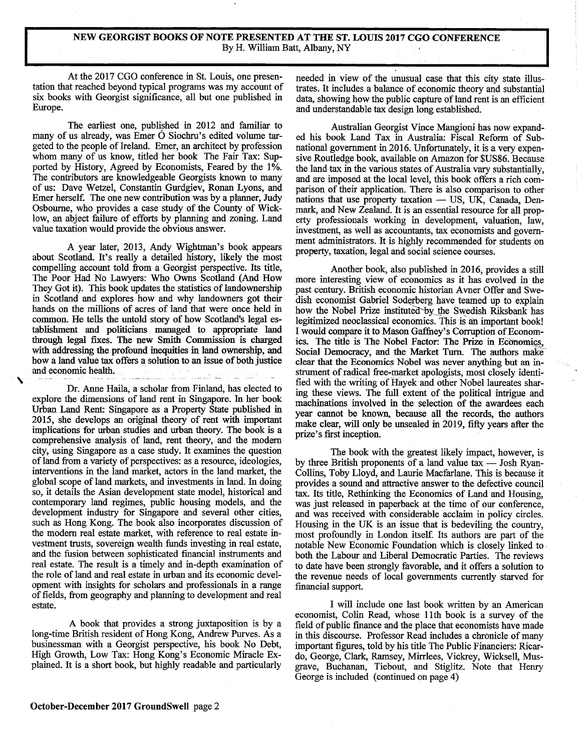# NEW GEORGIST BOOKS OF NOTE PRESENTED AT THE ST. LOUIS 2017 CGO CONFERENCE

By H. William Batt, Albany, NY

At the 2017 CGO conference in St. Louis, one presentation that reached beyond typical programs was my account of six books with Georgist significance, all but one published in Europe.

The earliest one, published in 2012 and familiar to many of us already, was Emer Ó Siochru's edited volume targeted to the people of Ireland. Emer, an architect by profession whom many of us know, titled her book The Fair Tax: Supported by History, Agreed by Economists, Feared by the 1%. The contributors are knowledgeable Georgists known to many of us: Dave Wetzel, Constantin Gurdgiev, Ronan Lyons, and Emer herself. The one new contribution was by a planner, Judy Osbourne, who provides a case study of the County of Wicklow, an abject failure of efforts by planning and zoning. Land value taxation would provide the obvious answer.

A year later, 2013, Andy Wightman's book appears about Scotland. It's really a detailed history, likely the most compelling account told from a Georgist perspective. Its title, The Poor Had No Lawyers: Who Owns Scotland (And How They Got it). This book updates the statistics of landownership in Scotland and explores how and why landowners got their hands on the millions of acres of land that were once held in common. He tells the untold story of how Scotland's legal establishment and politicians managed to appropriate land through legal fixes. The new Smith Commission is charged with addressing the profound inequities in land ownership, and how a land value tax offers a solution to an issue of both justice and economic health.

Dr. Anne Haila, a scholar from Finland, has elected to explore the dimensions of land rent in Singapore. In her book Urban Land Rent: Singapore as a Property State published in 2015, she develops an original theory of rent with important implications for urban studies and urban theory. The book is a comprehensive analysis of land, rent theory, and the modern city, using Singapore as a case study. It examines the question of land from a variety of perspectives: as a resource, ideologies, interventions in the land market, actors in the land market, the global scope of land markets, and investments in land. In doing so, it details the Asian development state model, historical and contemporary land regimes, public housing models, and the development industry for Singapore and several other cities, such as Hong Kong. The book also incorporates discussion of the modern real estate market, with reference to real estate investment trusts, sovereign wealth funds investing in real estate, and the fusion between sophisticated financial instruments and real estate. The result is a timely and in-depth examination of the role of land and real estate in urban and its economic development with insights for scholars and professionals in a range of fields, from geography and planning to development and real estate.

A book that provides a strong juxtaposition is by a long-time British resident of Hong Kong, Andrew Purves. As a businessman with a Georgist perspective, his book No Debt, High Growth, Low Tax: Hong Kong's Economic Miracle Explained. It is a short book, but highly readable and particularly needed in view of the unusual case that this city state illustrates. It includes a balance of economic theory and substantial data, showing how the public capture of land rent is an efficient and understandable tax design long established.

Australian Georgist Vince Mangioni has now expanded his book Land Tax in Australia: Fiscal Reform of Subnational government in 2016. Unfortunately, it is a very expensive Routledge book, available on Amazon for $US86. Because the land tax in the various states of Australia vary substantially, and are imposed at the local level, this book offers a rich comparison of their application. There is also comparison to other nations that use property taxation — US, UK, Canada, Denmark, and New Zealand. It is an essential resource for all property professionals working in development, valuation, law, investment, as well as accountants, tax economists and government administrators. It is highly recommended for students on property, taxation, legal and social science courses.

Another book, also published in 2016, provides a still more interesting view of economics as it has evolved in the past century. British economic historian Avner Offer and Swedish economist Gabriel Soderberg have teamed up to explain how the Nobel Prize instituted by the Swedish Riksbank has legitimized neoclassical economics. This is an important book! I would compare it to Mason Gaffney's Corruption of Economics. The title is The Nobel Factor: The Prize in Economics, Social Democracy, and the Market Turn. The authors make clear that the Economics Nobel was never anything but an instrument of radical free-market apologists, most closely identified with the writing of Hayek and other Nobel laureates sharing these views. The full extent of the political intrigue and machinations involved in the selection of the awardees each year cannot be known, because all the records, the authors make clear, will only be unsealed in 2019, fifty years after the prize's first inception.

The book with the greatest likely impact, however, is by three British proponents of a land value tax — Josh Ryan-Collins, Toby Lloyd, and Laurie Macfarlane. This is because it provides a sound and attractive answer to the defective council tax. Its title, Rethinking the Economics of Land and Housing, was just released in paperback at the time of our conference, and was received with considerable acclaim in policy circles. Housing in the UK is an issue that is bedeviling the country, most profoundly in London itself. Its authors are part of the notable New Economic Foundation which is closely linked to both the Labour and Liberal Democratic Parties. The reviews to date have been strongly favorable, and it offers a solution to the revenue needs of local governments currently starved for financial support.

I will include one last book written by an American economist, Colin Read, whose 11th book is a survey of the field of public finance and the place that economists have made in this discourse. Professor Read includes a chronicle of many important figures, told by his title The Public Financiers: Ricardo, George, Clark, Ramsey, Mirrlees, Vickrey, Wicksell, Musgrave, Buchanan, Tiebout, and Stiglitz. Note that Henry George is included (continued on page 4)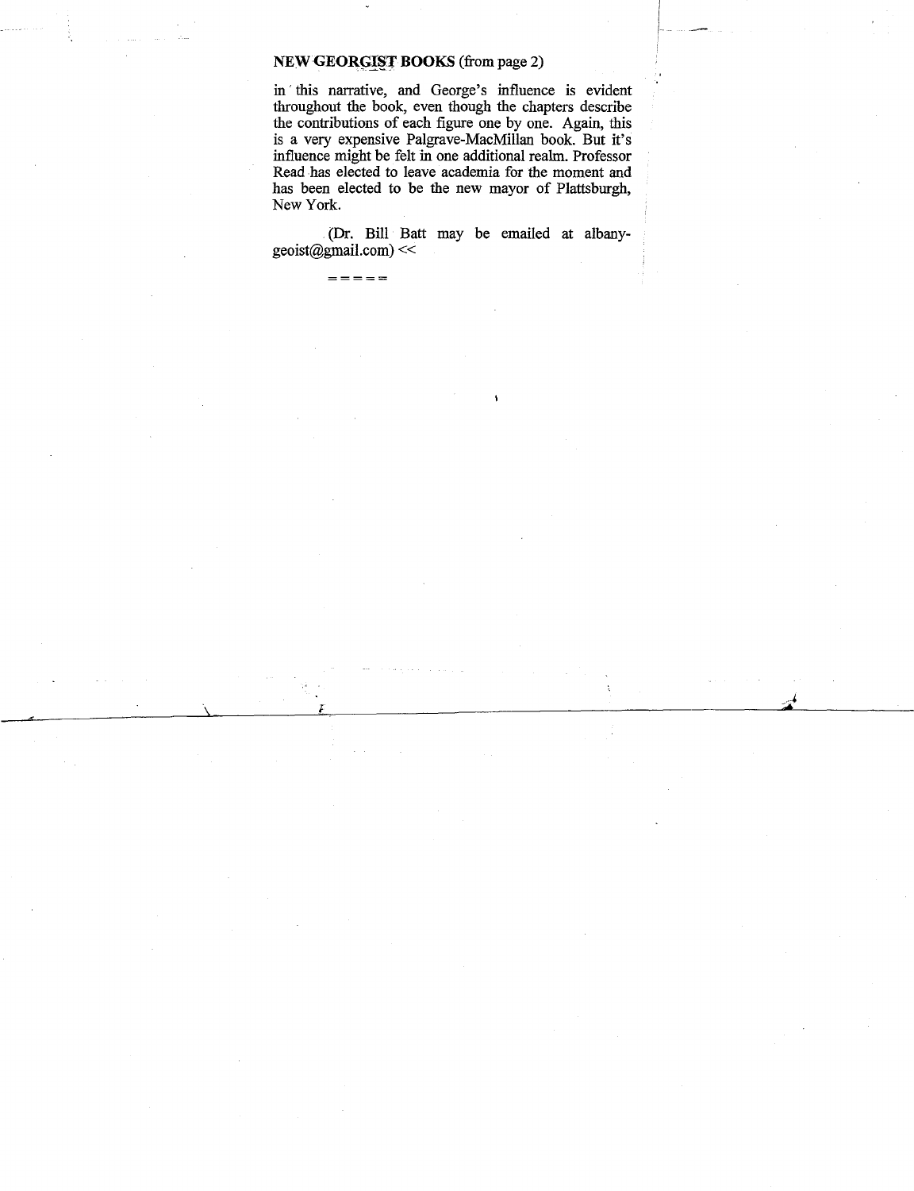**NEW GEORGIST BOOKS** (from page 2)

in this narrative, and George's influence is evident throughout the book, even though the chapters describe the contributions of each figure one by one. Again, this is a very expensive Palgrave-MacMillan book. But it's influence might be felt in one additional realm. Professor Read has elected to leave academia for the moment and has been elected to be the new mayor of Plattsburgh, New York.

(Dr. Bill Batt may be emailed at albany-geoist@gmail.com) <<

=====